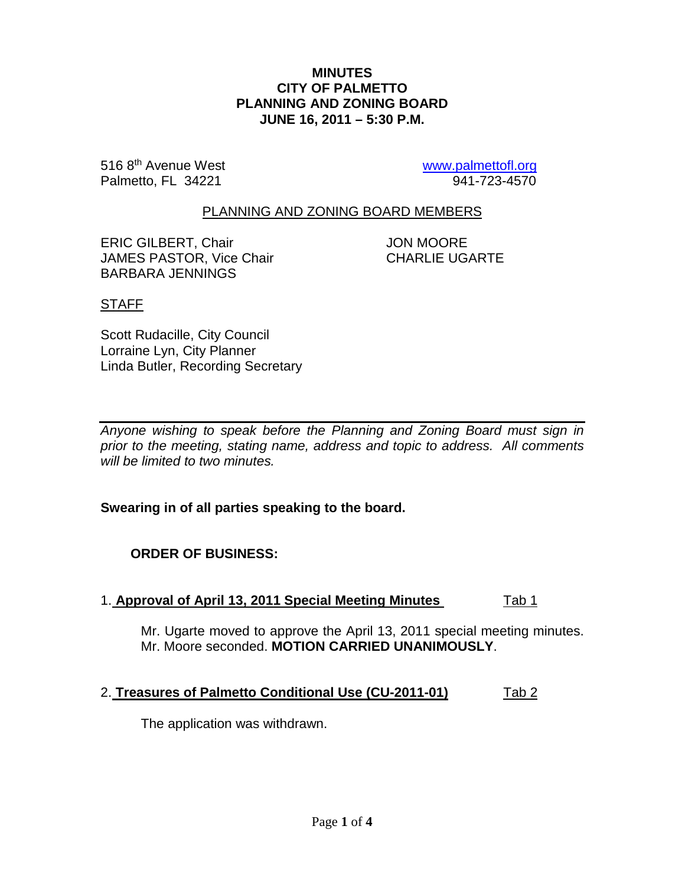# MINUTES
# CITY OF PALMETTO
# PLANNING AND ZONING BOARD
# JUNE 16, 2011 – 5:30 P.M.

516 8th Avenue West
Palmetto, FL 34221

www.palmettofl.org
941-723-4570

PLANNING AND ZONING BOARD MEMBERS

ERIC GILBERT, Chair
JAMES PASTOR, Vice Chair
BARBARA JENNINGS
JON MOORE
CHARLIE UGARTE

STAFF

Scott Rudacille, City Council
Lorraine Lyn, City Planner
Linda Butler, Recording Secretary

---

*Anyone wishing to speak before the Planning and Zoning Board must sign in prior to the meeting, stating name, address and topic to address. All comments will be limited to two minutes.*

**Swearing in of all parties speaking to the board.**

**ORDER OF BUSINESS:**

1. **Approval of April 13, 2011 Special Meeting Minutes** Tab 1

   Mr. Ugarte moved to approve the April 13, 2011 special meeting minutes. Mr. Moore seconded. **MOTION CARRIED UNANIMOUSLY**.

2. **Treasures of Palmetto Conditional Use (CU-2011-01)** Tab 2

   The application was withdrawn.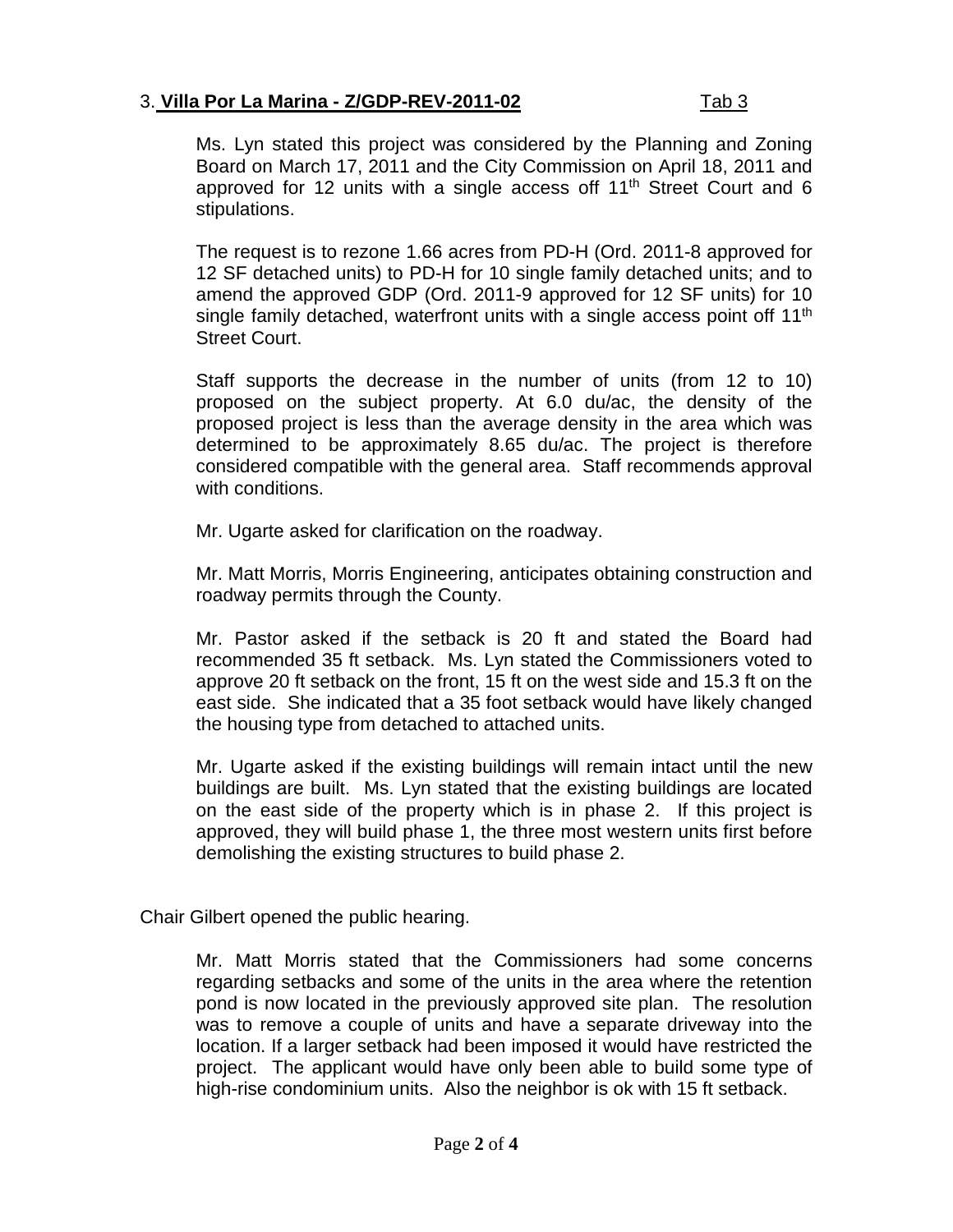### 3. **Villa Por La Marina - Z/GDP-REV-2011-02** Tab 3

Ms. Lyn stated this project was considered by the Planning and Zoning Board on March 17, 2011 and the City Commission on April 18, 2011 and approved for 12 units with a single access off 11th Street Court and 6 stipulations.

The request is to rezone 1.66 acres from PD-H (Ord. 2011-8 approved for 12 SF detached units) to PD-H for 10 single family detached units; and to amend the approved GDP (Ord. 2011-9 approved for 12 SF units) for 10 single family detached, waterfront units with a single access point off 11th Street Court.

Staff supports the decrease in the number of units (from 12 to 10) proposed on the subject property. At 6.0 du/ac, the density of the proposed project is less than the average density in the area which was determined to be approximately 8.65 du/ac. The project is therefore considered compatible with the general area. Staff recommends approval with conditions.

Mr. Ugarte asked for clarification on the roadway.

Mr. Matt Morris, Morris Engineering, anticipates obtaining construction and roadway permits through the County.

Mr. Pastor asked if the setback is 20 ft and stated the Board had recommended 35 ft setback. Ms. Lyn stated the Commissioners voted to approve 20 ft setback on the front, 15 ft on the west side and 15.3 ft on the east side. She indicated that a 35 foot setback would have likely changed the housing type from detached to attached units.

Mr. Ugarte asked if the existing buildings will remain intact until the new buildings are built. Ms. Lyn stated that the existing buildings are located on the east side of the property which is in phase 2. If this project is approved, they will build phase 1, the three most western units first before demolishing the existing structures to build phase 2.

Chair Gilbert opened the public hearing.

Mr. Matt Morris stated that the Commissioners had some concerns regarding setbacks and some of the units in the area where the retention pond is now located in the previously approved site plan. The resolution was to remove a couple of units and have a separate driveway into the location. If a larger setback had been imposed it would have restricted the project. The applicant would have only been able to build some type of high-rise condominium units. Also the neighbor is ok with 15 ft setback.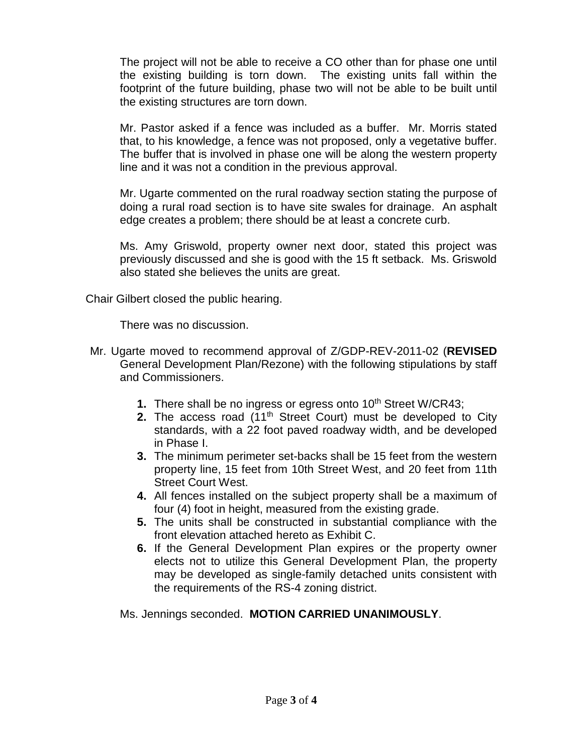The project will not be able to receive a CO other than for phase one until the existing building is torn down. The existing units fall within the footprint of the future building, phase two will not be able to be built until the existing structures are torn down.

Mr. Pastor asked if a fence was included as a buffer. Mr. Morris stated that, to his knowledge, a fence was not proposed, only a vegetative buffer. The buffer that is involved in phase one will be along the western property line and it was not a condition in the previous approval.

Mr. Ugarte commented on the rural roadway section stating the purpose of doing a rural road section is to have site swales for drainage. An asphalt edge creates a problem; there should be at least a concrete curb.

Ms. Amy Griswold, property owner next door, stated this project was previously discussed and she is good with the 15 ft setback. Ms. Griswold also stated she believes the units are great.

Chair Gilbert closed the public hearing.

There was no discussion.

Mr. Ugarte moved to recommend approval of Z/GDP-REV-2011-02 (**REVISED** General Development Plan/Rezone) with the following stipulations by staff and Commissioners.

1. There shall be no ingress or egress onto 10th Street W/CR43;
2. The access road (11th Street Court) must be developed to City standards, with a 22 foot paved roadway width, and be developed in Phase I.
3. The minimum perimeter set-backs shall be 15 feet from the western property line, 15 feet from 10th Street West, and 20 feet from 11th Street Court West.
4. All fences installed on the subject property shall be a maximum of four (4) foot in height, measured from the existing grade.
5. The units shall be constructed in substantial compliance with the front elevation attached hereto as Exhibit C.
6. If the General Development Plan expires or the property owner elects not to utilize this General Development Plan, the property may be developed as single-family detached units consistent with the requirements of the RS-4 zoning district.

Ms. Jennings seconded. **MOTION CARRIED UNANIMOUSLY**.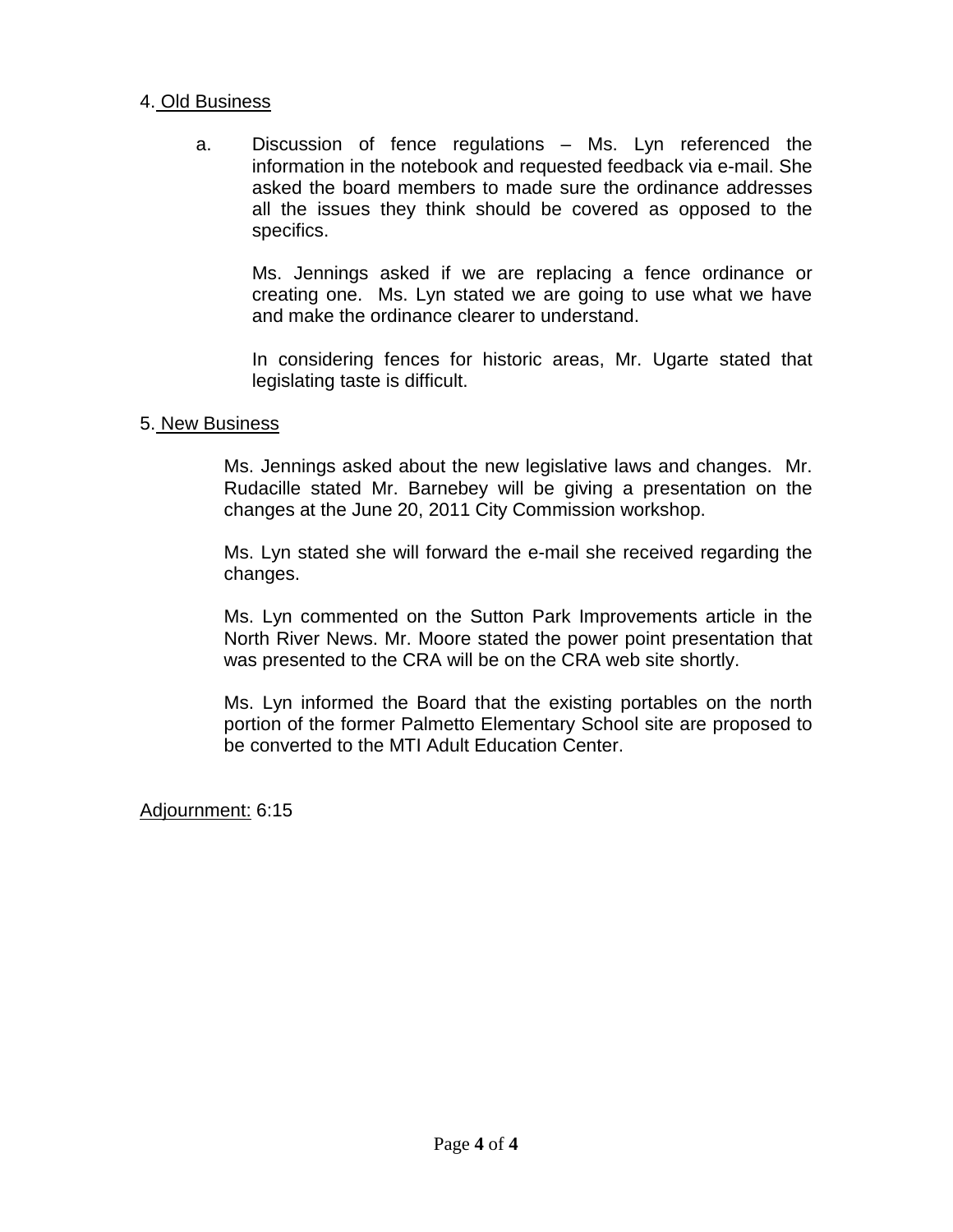4. <u>Old Business</u>

a. Discussion of fence regulations – Ms. Lyn referenced the information in the notebook and requested feedback via e-mail. She asked the board members to made sure the ordinance addresses all the issues they think should be covered as opposed to the specifics.

   Ms. Jennings asked if we are replacing a fence ordinance or creating one. Ms. Lyn stated we are going to use what we have and make the ordinance clearer to understand.

   In considering fences for historic areas, Mr. Ugarte stated that legislating taste is difficult.

5. <u>New Business</u>

   Ms. Jennings asked about the new legislative laws and changes. Mr. Rudacille stated Mr. Barnebey will be giving a presentation on the changes at the June 20, 2011 City Commission workshop.

   Ms. Lyn stated she will forward the e-mail she received regarding the changes.

   Ms. Lyn commented on the Sutton Park Improvements article in the North River News. Mr. Moore stated the power point presentation that was presented to the CRA will be on the CRA web site shortly.

   Ms. Lyn informed the Board that the existing portables on the north portion of the former Palmetto Elementary School site are proposed to be converted to the MTI Adult Education Center.

<u>Adjournment:</u> 6:15